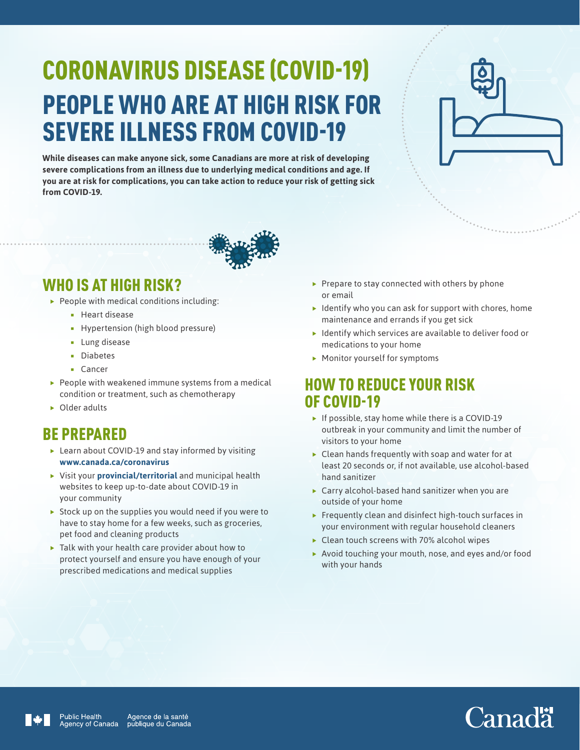# CORONAVIRUS DISEASE (COVID-19)

## PEOPLE WHO ARE AT HIGH RISK FOR SEVERE ILLNESS FROM COVID-19

**While diseases can make anyone sick, some Canadians are more at risk of developing severe complications from an illness due to underlying medical conditions and age. If you are at risk for complications, you can take action to reduce your risk of getting sick from COVID-19.**

## WHO IS AT HIGH RISK?

- People with medical conditions including:
  - Heart disease
  - Hypertension (high blood pressure)
  - Lung disease
  - Diabetes
  - Cancer
- People with weakened immune systems from a medical condition or treatment, such as chemotherapy
- Older adults

## BE PREPARED

- Learn about COVID-19 and stay informed by visiting **www.canada.ca/coronavirus**
- Visit your **provincial/territorial** and municipal health websites to keep up-to-date about COVID-19 in your community
- Stock up on the supplies you would need if you were to have to stay home for a few weeks, such as groceries, pet food and cleaning products
- Talk with your health care provider about how to protect yourself and ensure you have enough of your prescribed medications and medical supplies
- Prepare to stay connected with others by phone or email
- Identify who you can ask for support with chores, home maintenance and errands if you get sick
- Identify which services are available to deliver food or medications to your home
- Monitor yourself for symptoms

## HOW TO REDUCE YOUR RISK OF COVID-19

- If possible, stay home while there is a COVID-19 outbreak in your community and limit the number of visitors to your home
- Clean hands frequently with soap and water for at least 20 seconds or, if not available, use alcohol-based hand sanitizer
- Carry alcohol-based hand sanitizer when you are outside of your home
- Frequently clean and disinfect high-touch surfaces in your environment with regular household cleaners
- Clean touch screens with 70% alcohol wipes
- Avoid touching your mouth, nose, and eyes and/or food with your hands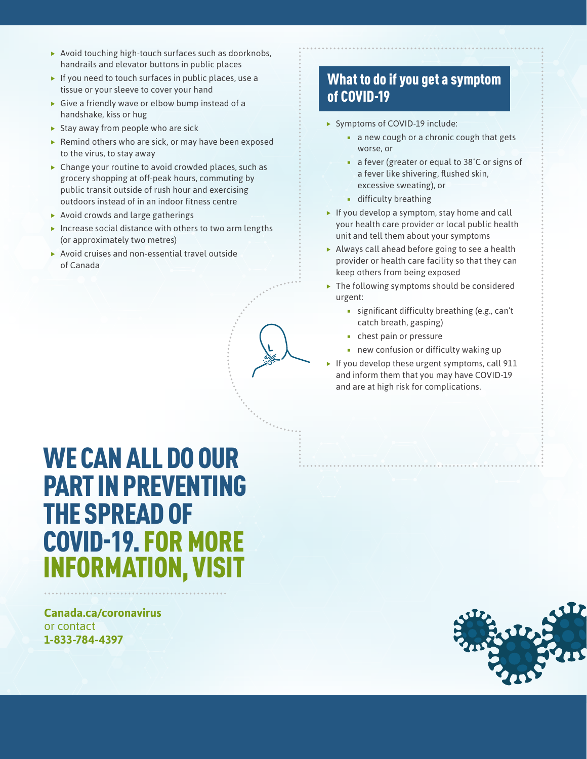- Avoid touching high-touch surfaces such as doorknobs, handrails and elevator buttons in public places
- If you need to touch surfaces in public places, use a tissue or your sleeve to cover your hand
- Give a friendly wave or elbow bump instead of a handshake, kiss or hug
- Stay away from people who are sick
- Remind others who are sick, or may have been exposed to the virus, to stay away
- Change your routine to avoid crowded places, such as grocery shopping at off-peak hours, commuting by public transit outside of rush hour and exercising outdoors instead of in an indoor fitness centre
- Avoid crowds and large gatherings
- Increase social distance with others to two arm lengths (or approximately two metres)
- Avoid cruises and non-essential travel outside of Canada

## What to do if you get a symptom of COVID-19

- Symptoms of COVID-19 include:
  - a new cough or a chronic cough that gets worse, or
  - a fever (greater or equal to 38°C or signs of a fever like shivering, flushed skin, excessive sweating), or
  - difficulty breathing
- If you develop a symptom, stay home and call your health care provider or local public health unit and tell them about your symptoms
- Always call ahead before going to see a health provider or health care facility so that they can keep others from being exposed
- The following symptoms should be considered urgent:
  - significant difficulty breathing (e.g., can't catch breath, gasping)
  - chest pain or pressure
  - new confusion or difficulty waking up
- If you develop these urgent symptoms, call 911 and inform them that you may have COVID-19 and are at high risk for complications.

# WE CAN ALL DO OUR PART IN PREVENTING THE SPREAD OF COVID-19. FOR MORE INFORMATION, VISIT

**Canada.ca/coronavirus**
or contact
**1-833-784-4397**